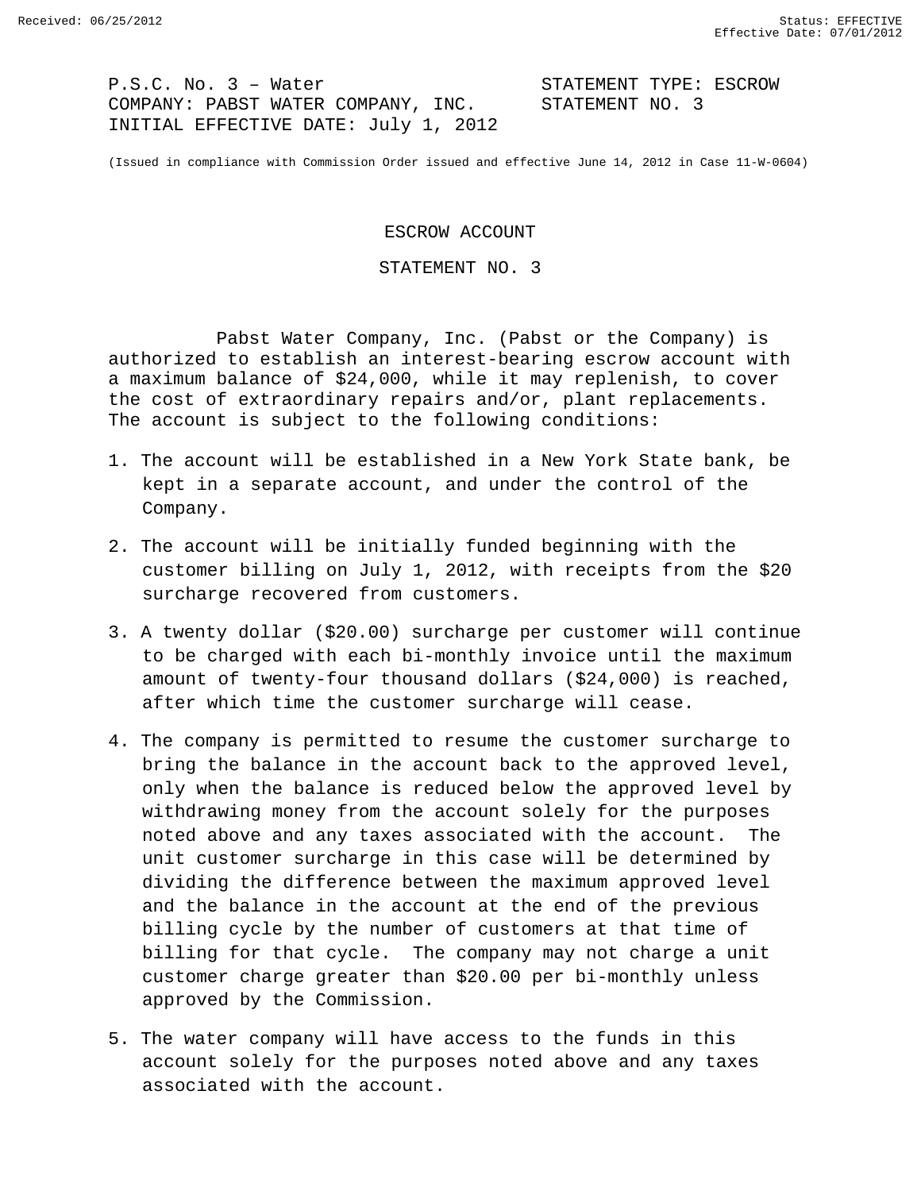P.S.C. No. 3 – Water STATEMENT TYPE: ESCROW
COMPANY: PABST WATER COMPANY, INC. STATEMENT NO. 3
INITIAL EFFECTIVE DATE: July 1, 2012

(Issued in compliance with Commission Order issued and effective June 14, 2012 in Case 11-W-0604)

# ESCROW ACCOUNT

## STATEMENT NO. 3

Pabst Water Company, Inc. (Pabst or the Company) is authorized to establish an interest-bearing escrow account with a maximum balance of $24,000, while it may replenish, to cover the cost of extraordinary repairs and/or, plant replacements. The account is subject to the following conditions:

1. The account will be established in a New York State bank, be kept in a separate account, and under the control of the Company.

2. The account will be initially funded beginning with the customer billing on July 1, 2012, with receipts from the $20 surcharge recovered from customers.

3. A twenty dollar ($20.00) surcharge per customer will continue to be charged with each bi-monthly invoice until the maximum amount of twenty-four thousand dollars ($24,000) is reached, after which time the customer surcharge will cease.

4. The company is permitted to resume the customer surcharge to bring the balance in the account back to the approved level, only when the balance is reduced below the approved level by withdrawing money from the account solely for the purposes noted above and any taxes associated with the account. The unit customer surcharge in this case will be determined by dividing the difference between the maximum approved level and the balance in the account at the end of the previous billing cycle by the number of customers at that time of billing for that cycle. The company may not charge a unit customer charge greater than $20.00 per bi-monthly unless approved by the Commission.

5. The water company will have access to the funds in this account solely for the purposes noted above and any taxes associated with the account.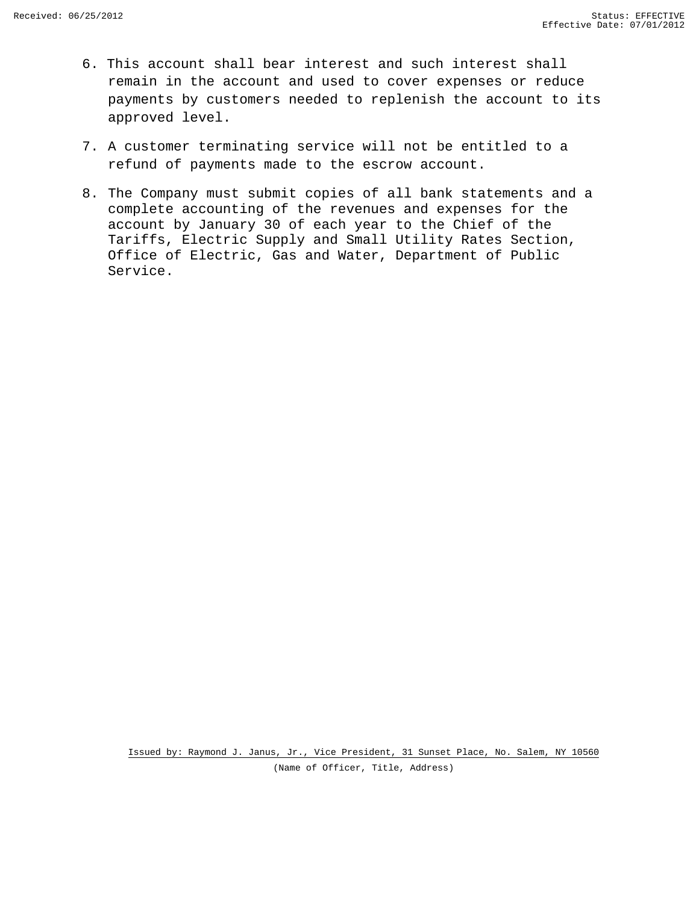6. This account shall bear interest and such interest shall remain in the account and used to cover expenses or reduce payments by customers needed to replenish the account to its approved level.

7. A customer terminating service will not be entitled to a refund of payments made to the escrow account.

8. The Company must submit copies of all bank statements and a complete accounting of the revenues and expenses for the account by January 30 of each year to the Chief of the Tariffs, Electric Supply and Small Utility Rates Section, Office of Electric, Gas and Water, Department of Public Service.

Issued by: Raymond J. Janus, Jr., Vice President, 31 Sunset Place, No. Salem, NY 10560
(Name of Officer, Title, Address)